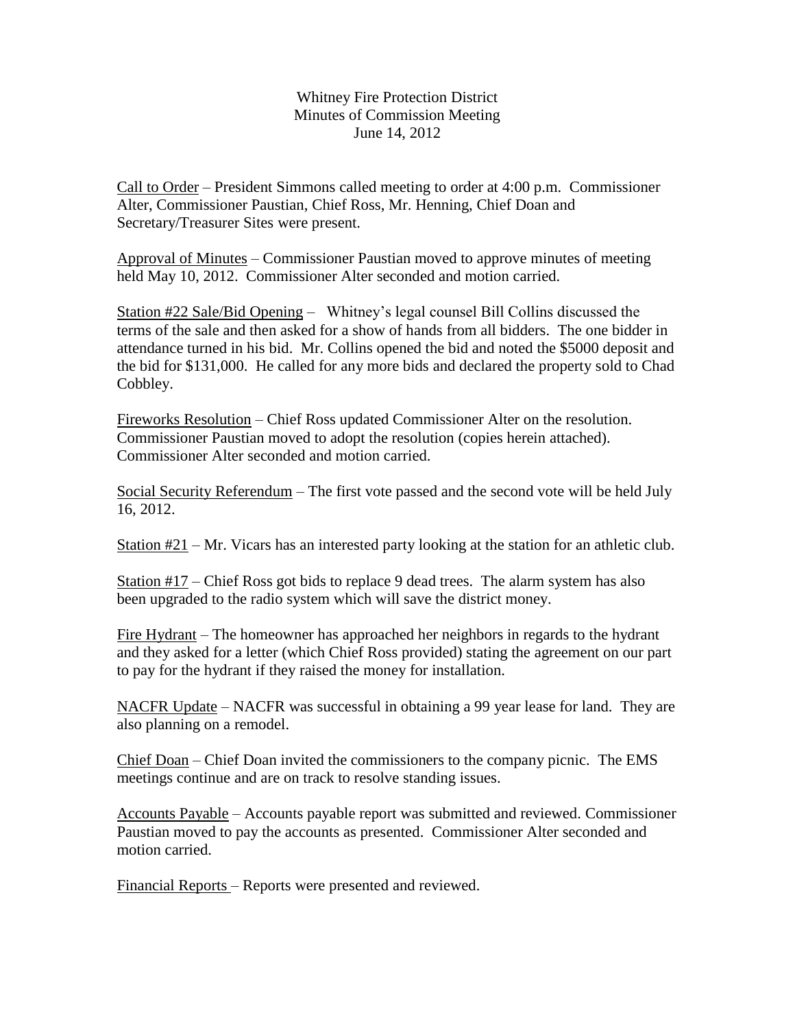Whitney Fire Protection District
Minutes of Commission Meeting
June 14, 2012

Call to Order – President Simmons called meeting to order at 4:00 p.m. Commissioner Alter, Commissioner Paustian, Chief Ross, Mr. Henning, Chief Doan and Secretary/Treasurer Sites were present.

Approval of Minutes – Commissioner Paustian moved to approve minutes of meeting held May 10, 2012. Commissioner Alter seconded and motion carried.

Station #22 Sale/Bid Opening – Whitney's legal counsel Bill Collins discussed the terms of the sale and then asked for a show of hands from all bidders. The one bidder in attendance turned in his bid. Mr. Collins opened the bid and noted the $5000 deposit and the bid for $131,000. He called for any more bids and declared the property sold to Chad Cobbley.

Fireworks Resolution – Chief Ross updated Commissioner Alter on the resolution. Commissioner Paustian moved to adopt the resolution (copies herein attached). Commissioner Alter seconded and motion carried.

Social Security Referendum – The first vote passed and the second vote will be held July 16, 2012.

Station #21 – Mr. Vicars has an interested party looking at the station for an athletic club.

Station #17 – Chief Ross got bids to replace 9 dead trees. The alarm system has also been upgraded to the radio system which will save the district money.

Fire Hydrant – The homeowner has approached her neighbors in regards to the hydrant and they asked for a letter (which Chief Ross provided) stating the agreement on our part to pay for the hydrant if they raised the money for installation.

NACFR Update – NACFR was successful in obtaining a 99 year lease for land. They are also planning on a remodel.

Chief Doan – Chief Doan invited the commissioners to the company picnic. The EMS meetings continue and are on track to resolve standing issues.

Accounts Payable – Accounts payable report was submitted and reviewed. Commissioner Paustian moved to pay the accounts as presented. Commissioner Alter seconded and motion carried.

Financial Reports – Reports were presented and reviewed.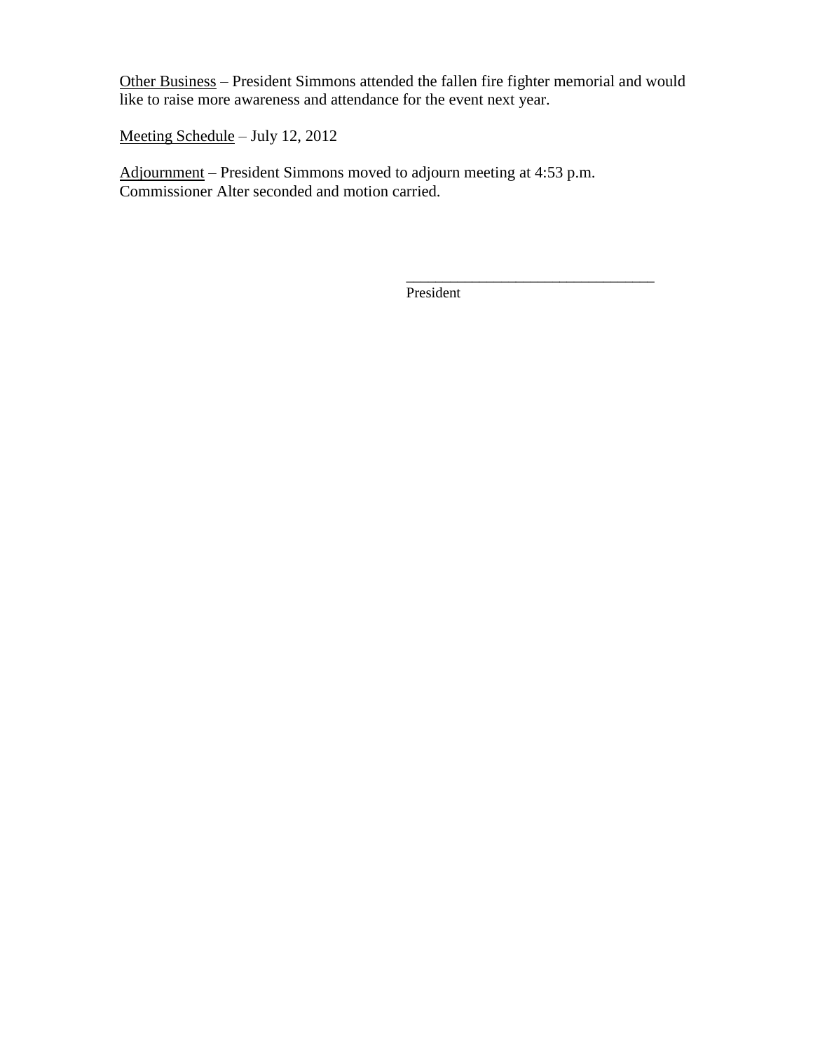Other Business – President Simmons attended the fallen fire fighter memorial and would like to raise more awareness and attendance for the event next year.

Meeting Schedule – July 12, 2012

Adjournment – President Simmons moved to adjourn meeting at 4:53 p.m. Commissioner Alter seconded and motion carried.

_________________________________
President